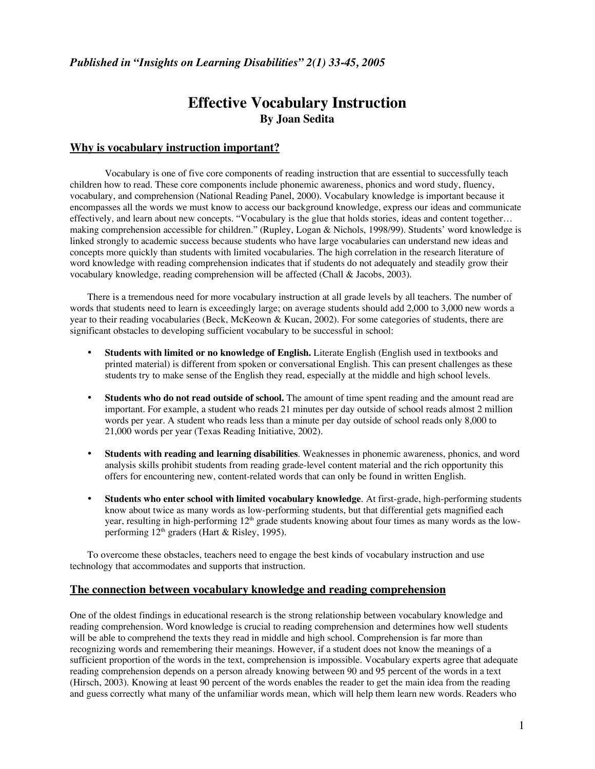*Published in "Insights on Learning Disabilities" 2(1) 33-45, 2005*

# Effective Vocabulary Instruction

**By Joan Sedita**

## Why is vocabulary instruction important?

Vocabulary is one of five core components of reading instruction that are essential to successfully teach children how to read. These core components include phonemic awareness, phonics and word study, fluency, vocabulary, and comprehension (National Reading Panel, 2000). Vocabulary knowledge is important because it encompasses all the words we must know to access our background knowledge, express our ideas and communicate effectively, and learn about new concepts. "Vocabulary is the glue that holds stories, ideas and content together… making comprehension accessible for children." (Rupley, Logan & Nichols, 1998/99). Students' word knowledge is linked strongly to academic success because students who have large vocabularies can understand new ideas and concepts more quickly than students with limited vocabularies. The high correlation in the research literature of word knowledge with reading comprehension indicates that if students do not adequately and steadily grow their vocabulary knowledge, reading comprehension will be affected (Chall & Jacobs, 2003).

There is a tremendous need for more vocabulary instruction at all grade levels by all teachers. The number of words that students need to learn is exceedingly large; on average students should add 2,000 to 3,000 new words a year to their reading vocabularies (Beck, McKeown & Kucan, 2002). For some categories of students, there are significant obstacles to developing sufficient vocabulary to be successful in school:

- **Students with limited or no knowledge of English.** Literate English (English used in textbooks and printed material) is different from spoken or conversational English. This can present challenges as these students try to make sense of the English they read, especially at the middle and high school levels.
- **Students who do not read outside of school.** The amount of time spent reading and the amount read are important. For example, a student who reads 21 minutes per day outside of school reads almost 2 million words per year. A student who reads less than a minute per day outside of school reads only 8,000 to 21,000 words per year (Texas Reading Initiative, 2002).
- **Students with reading and learning disabilities**. Weaknesses in phonemic awareness, phonics, and word analysis skills prohibit students from reading grade-level content material and the rich opportunity this offers for encountering new, content-related words that can only be found in written English.
- **Students who enter school with limited vocabulary knowledge**. At first-grade, high-performing students know about twice as many words as low-performing students, but that differential gets magnified each year, resulting in high-performing 12th grade students knowing about four times as many words as the low-performing 12th graders (Hart & Risley, 1995).

To overcome these obstacles, teachers need to engage the best kinds of vocabulary instruction and use technology that accommodates and supports that instruction.

## The connection between vocabulary knowledge and reading comprehension

One of the oldest findings in educational research is the strong relationship between vocabulary knowledge and reading comprehension. Word knowledge is crucial to reading comprehension and determines how well students will be able to comprehend the texts they read in middle and high school. Comprehension is far more than recognizing words and remembering their meanings. However, if a student does not know the meanings of a sufficient proportion of the words in the text, comprehension is impossible. Vocabulary experts agree that adequate reading comprehension depends on a person already knowing between 90 and 95 percent of the words in a text (Hirsch, 2003). Knowing at least 90 percent of the words enables the reader to get the main idea from the reading and guess correctly what many of the unfamiliar words mean, which will help them learn new words. Readers who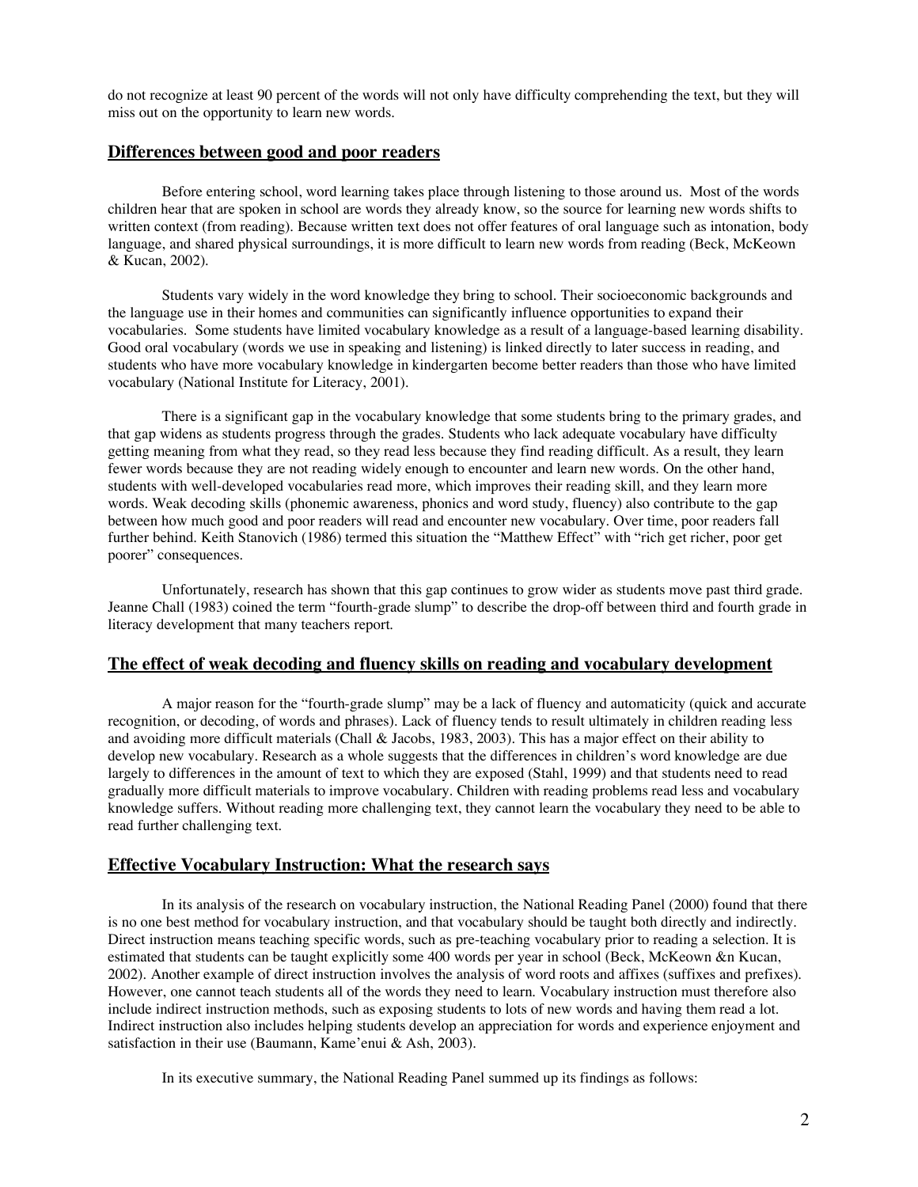do not recognize at least 90 percent of the words will not only have difficulty comprehending the text, but they will miss out on the opportunity to learn new words.

## Differences between good and poor readers

Before entering school, word learning takes place through listening to those around us. Most of the words children hear that are spoken in school are words they already know, so the source for learning new words shifts to written context (from reading). Because written text does not offer features of oral language such as intonation, body language, and shared physical surroundings, it is more difficult to learn new words from reading (Beck, McKeown & Kucan, 2002).

Students vary widely in the word knowledge they bring to school. Their socioeconomic backgrounds and the language use in their homes and communities can significantly influence opportunities to expand their vocabularies. Some students have limited vocabulary knowledge as a result of a language-based learning disability. Good oral vocabulary (words we use in speaking and listening) is linked directly to later success in reading, and students who have more vocabulary knowledge in kindergarten become better readers than those who have limited vocabulary (National Institute for Literacy, 2001).

There is a significant gap in the vocabulary knowledge that some students bring to the primary grades, and that gap widens as students progress through the grades. Students who lack adequate vocabulary have difficulty getting meaning from what they read, so they read less because they find reading difficult. As a result, they learn fewer words because they are not reading widely enough to encounter and learn new words. On the other hand, students with well-developed vocabularies read more, which improves their reading skill, and they learn more words. Weak decoding skills (phonemic awareness, phonics and word study, fluency) also contribute to the gap between how much good and poor readers will read and encounter new vocabulary. Over time, poor readers fall further behind. Keith Stanovich (1986) termed this situation the "Matthew Effect" with "rich get richer, poor get poorer" consequences.

Unfortunately, research has shown that this gap continues to grow wider as students move past third grade. Jeanne Chall (1983) coined the term "fourth-grade slump" to describe the drop-off between third and fourth grade in literacy development that many teachers report.

## The effect of weak decoding and fluency skills on reading and vocabulary development

A major reason for the "fourth-grade slump" may be a lack of fluency and automaticity (quick and accurate recognition, or decoding, of words and phrases). Lack of fluency tends to result ultimately in children reading less and avoiding more difficult materials (Chall & Jacobs, 1983, 2003). This has a major effect on their ability to develop new vocabulary. Research as a whole suggests that the differences in children's word knowledge are due largely to differences in the amount of text to which they are exposed (Stahl, 1999) and that students need to read gradually more difficult materials to improve vocabulary. Children with reading problems read less and vocabulary knowledge suffers. Without reading more challenging text, they cannot learn the vocabulary they need to be able to read further challenging text.

## Effective Vocabulary Instruction: What the research says

In its analysis of the research on vocabulary instruction, the National Reading Panel (2000) found that there is no one best method for vocabulary instruction, and that vocabulary should be taught both directly and indirectly. Direct instruction means teaching specific words, such as pre-teaching vocabulary prior to reading a selection. It is estimated that students can be taught explicitly some 400 words per year in school (Beck, McKeown &n Kucan, 2002). Another example of direct instruction involves the analysis of word roots and affixes (suffixes and prefixes). However, one cannot teach students all of the words they need to learn. Vocabulary instruction must therefore also include indirect instruction methods, such as exposing students to lots of new words and having them read a lot. Indirect instruction also includes helping students develop an appreciation for words and experience enjoyment and satisfaction in their use (Baumann, Kame'enui & Ash, 2003).

In its executive summary, the National Reading Panel summed up its findings as follows: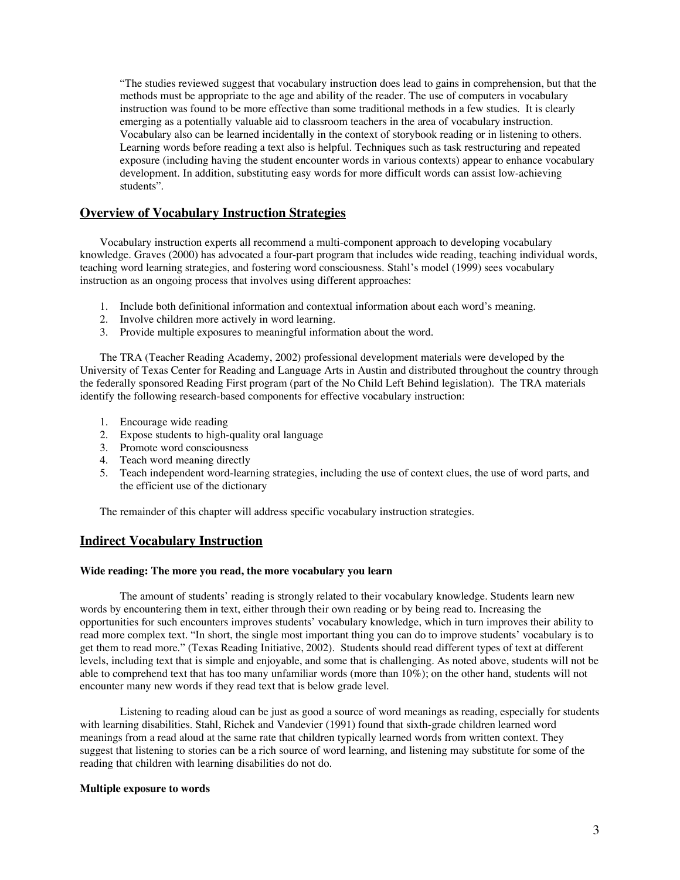> "The studies reviewed suggest that vocabulary instruction does lead to gains in comprehension, but that the methods must be appropriate to the age and ability of the reader. The use of computers in vocabulary instruction was found to be more effective than some traditional methods in a few studies. It is clearly emerging as a potentially valuable aid to classroom teachers in the area of vocabulary instruction. Vocabulary also can be learned incidentally in the context of storybook reading or in listening to others. Learning words before reading a text also is helpful. Techniques such as task restructuring and repeated exposure (including having the student encounter words in various contexts) appear to enhance vocabulary development. In addition, substituting easy words for more difficult words can assist low-achieving students".

## Overview of Vocabulary Instruction Strategies

Vocabulary instruction experts all recommend a multi-component approach to developing vocabulary knowledge. Graves (2000) has advocated a four-part program that includes wide reading, teaching individual words, teaching word learning strategies, and fostering word consciousness. Stahl's model (1999) sees vocabulary instruction as an ongoing process that involves using different approaches:

1. Include both definitional information and contextual information about each word's meaning.
2. Involve children more actively in word learning.
3. Provide multiple exposures to meaningful information about the word.

The TRA (Teacher Reading Academy, 2002) professional development materials were developed by the University of Texas Center for Reading and Language Arts in Austin and distributed throughout the country through the federally sponsored Reading First program (part of the No Child Left Behind legislation). The TRA materials identify the following research-based components for effective vocabulary instruction:

1. Encourage wide reading
2. Expose students to high-quality oral language
3. Promote word consciousness
4. Teach word meaning directly
5. Teach independent word-learning strategies, including the use of context clues, the use of word parts, and the efficient use of the dictionary

The remainder of this chapter will address specific vocabulary instruction strategies.

## Indirect Vocabulary Instruction

### Wide reading: The more you read, the more vocabulary you learn

The amount of students' reading is strongly related to their vocabulary knowledge. Students learn new words by encountering them in text, either through their own reading or by being read to. Increasing the opportunities for such encounters improves students' vocabulary knowledge, which in turn improves their ability to read more complex text. "In short, the single most important thing you can do to improve students' vocabulary is to get them to read more." (Texas Reading Initiative, 2002). Students should read different types of text at different levels, including text that is simple and enjoyable, and some that is challenging. As noted above, students will not be able to comprehend text that has too many unfamiliar words (more than 10%); on the other hand, students will not encounter many new words if they read text that is below grade level.

Listening to reading aloud can be just as good a source of word meanings as reading, especially for students with learning disabilities. Stahl, Richek and Vandevier (1991) found that sixth-grade children learned word meanings from a read aloud at the same rate that children typically learned words from written context. They suggest that listening to stories can be a rich source of word learning, and listening may substitute for some of the reading that children with learning disabilities do not do.

### Multiple exposure to words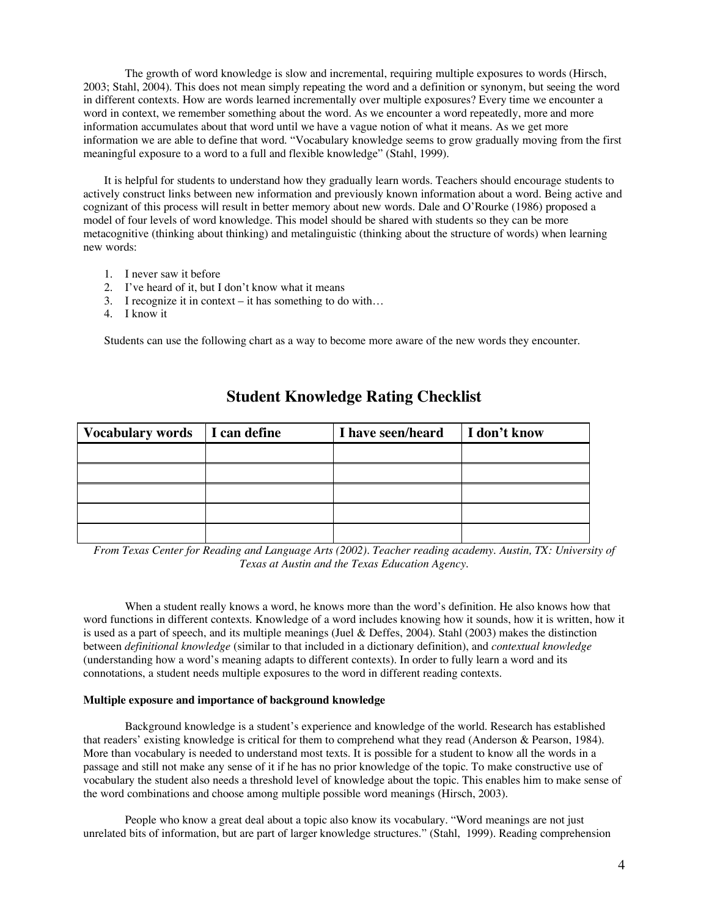The growth of word knowledge is slow and incremental, requiring multiple exposures to words (Hirsch, 2003; Stahl, 2004). This does not mean simply repeating the word and a definition or synonym, but seeing the word in different contexts. How are words learned incrementally over multiple exposures? Every time we encounter a word in context, we remember something about the word. As we encounter a word repeatedly, more and more information accumulates about that word until we have a vague notion of what it means. As we get more information we are able to define that word. "Vocabulary knowledge seems to grow gradually moving from the first meaningful exposure to a word to a full and flexible knowledge" (Stahl, 1999).

It is helpful for students to understand how they gradually learn words. Teachers should encourage students to actively construct links between new information and previously known information about a word. Being active and cognizant of this process will result in better memory about new words. Dale and O'Rourke (1986) proposed a model of four levels of word knowledge. This model should be shared with students so they can be more metacognitive (thinking about thinking) and metalinguistic (thinking about the structure of words) when learning new words:

1. I never saw it before
2. I've heard of it, but I don't know what it means
3. I recognize it in context – it has something to do with…
4. I know it

Students can use the following chart as a way to become more aware of the new words they encounter.

## Student Knowledge Rating Checklist

| Vocabulary words | I can define | I have seen/heard | I don't know |
|---|---|---|---|
| | | | |
| | | | |
| | | | |
| | | | |
| | | | |

*From Texas Center for Reading and Language Arts (2002). Teacher reading academy. Austin, TX: University of Texas at Austin and the Texas Education Agency.*

When a student really knows a word, he knows more than the word's definition. He also knows how that word functions in different contexts. Knowledge of a word includes knowing how it sounds, how it is written, how it is used as a part of speech, and its multiple meanings (Juel & Deffes, 2004). Stahl (2003) makes the distinction between *definitional knowledge* (similar to that included in a dictionary definition), and *contextual knowledge* (understanding how a word's meaning adapts to different contexts). In order to fully learn a word and its connotations, a student needs multiple exposures to the word in different reading contexts.

**Multiple exposure and importance of background knowledge**

Background knowledge is a student's experience and knowledge of the world. Research has established that readers' existing knowledge is critical for them to comprehend what they read (Anderson & Pearson, 1984). More than vocabulary is needed to understand most texts. It is possible for a student to know all the words in a passage and still not make any sense of it if he has no prior knowledge of the topic. To make constructive use of vocabulary the student also needs a threshold level of knowledge about the topic. This enables him to make sense of the word combinations and choose among multiple possible word meanings (Hirsch, 2003).

People who know a great deal about a topic also know its vocabulary. "Word meanings are not just unrelated bits of information, but are part of larger knowledge structures." (Stahl, 1999). Reading comprehension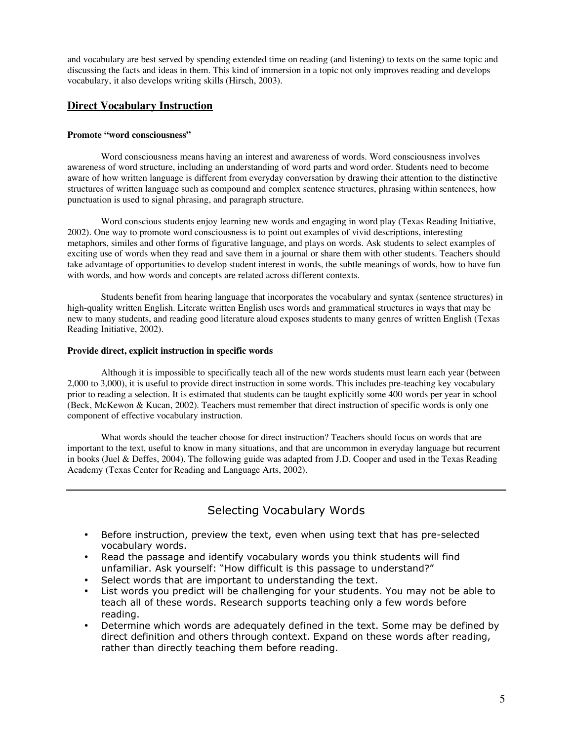and vocabulary are best served by spending extended time on reading (and listening) to texts on the same topic and discussing the facts and ideas in them. This kind of immersion in a topic not only improves reading and develops vocabulary, it also develops writing skills (Hirsch, 2003).

## Direct Vocabulary Instruction

### Promote "word consciousness"

Word consciousness means having an interest and awareness of words. Word consciousness involves awareness of word structure, including an understanding of word parts and word order. Students need to become aware of how written language is different from everyday conversation by drawing their attention to the distinctive structures of written language such as compound and complex sentence structures, phrasing within sentences, how punctuation is used to signal phrasing, and paragraph structure.

Word conscious students enjoy learning new words and engaging in word play (Texas Reading Initiative, 2002). One way to promote word consciousness is to point out examples of vivid descriptions, interesting metaphors, similes and other forms of figurative language, and plays on words. Ask students to select examples of exciting use of words when they read and save them in a journal or share them with other students. Teachers should take advantage of opportunities to develop student interest in words, the subtle meanings of words, how to have fun with words, and how words and concepts are related across different contexts.

Students benefit from hearing language that incorporates the vocabulary and syntax (sentence structures) in high-quality written English. Literate written English uses words and grammatical structures in ways that may be new to many students, and reading good literature aloud exposes students to many genres of written English (Texas Reading Initiative, 2002).

### Provide direct, explicit instruction in specific words

Although it is impossible to specifically teach all of the new words students must learn each year (between 2,000 to 3,000), it is useful to provide direct instruction in some words. This includes pre-teaching key vocabulary prior to reading a selection. It is estimated that students can be taught explicitly some 400 words per year in school (Beck, McKewon & Kucan, 2002). Teachers must remember that direct instruction of specific words is only one component of effective vocabulary instruction.

What words should the teacher choose for direct instruction? Teachers should focus on words that are important to the text, useful to know in many situations, and that are uncommon in everyday language but recurrent in books (Juel & Deffes, 2004). The following guide was adapted from J.D. Cooper and used in the Texas Reading Academy (Texas Center for Reading and Language Arts, 2002).

---

### Selecting Vocabulary Words

- Before instruction, preview the text, even when using text that has pre-selected vocabulary words.
- Read the passage and identify vocabulary words you think students will find unfamiliar. Ask yourself: "How difficult is this passage to understand?"
- Select words that are important to understanding the text.
- List words you predict will be challenging for your students. You may not be able to teach all of these words. Research supports teaching only a few words before reading.
- Determine which words are adequately defined in the text. Some may be defined by direct definition and others through context. Expand on these words after reading, rather than directly teaching them before reading.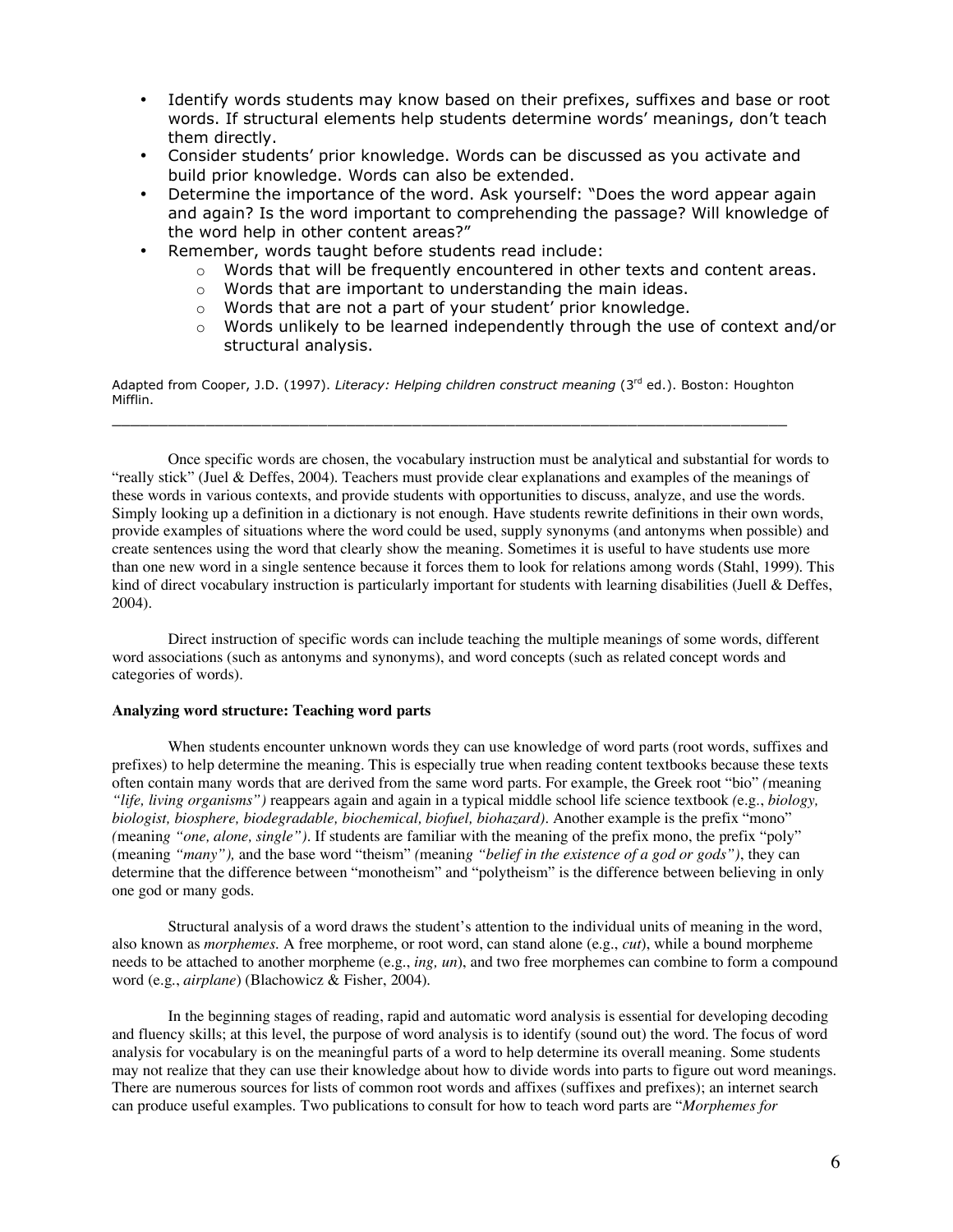- Identify words students may know based on their prefixes, suffixes and base or root words. If structural elements help students determine words' meanings, don't teach them directly.
- Consider students' prior knowledge. Words can be discussed as you activate and build prior knowledge. Words can also be extended.
- Determine the importance of the word. Ask yourself: "Does the word appear again and again? Is the word important to comprehending the passage? Will knowledge of the word help in other content areas?"
- Remember, words taught before students read include:
    - Words that will be frequently encountered in other texts and content areas.
    - Words that are important to understanding the main ideas.
    - Words that are not a part of your student' prior knowledge.
    - Words unlikely to be learned independently through the use of context and/or structural analysis.

Adapted from Cooper, J.D. (1997). *Literacy: Helping children construct meaning* (3rd ed.). Boston: Houghton Mifflin.

---

Once specific words are chosen, the vocabulary instruction must be analytical and substantial for words to "really stick" (Juel & Deffes, 2004). Teachers must provide clear explanations and examples of the meanings of these words in various contexts, and provide students with opportunities to discuss, analyze, and use the words. Simply looking up a definition in a dictionary is not enough. Have students rewrite definitions in their own words, provide examples of situations where the word could be used, supply synonyms (and antonyms when possible) and create sentences using the word that clearly show the meaning. Sometimes it is useful to have students use more than one new word in a single sentence because it forces them to look for relations among words (Stahl, 1999). This kind of direct vocabulary instruction is particularly important for students with learning disabilities (Juell & Deffes, 2004).

Direct instruction of specific words can include teaching the multiple meanings of some words, different word associations (such as antonyms and synonyms), and word concepts (such as related concept words and categories of words).

**Analyzing word structure: Teaching word parts**

When students encounter unknown words they can use knowledge of word parts (root words, suffixes and prefixes) to help determine the meaning. This is especially true when reading content textbooks because these texts often contain many words that are derived from the same word parts. For example, the Greek root "bio" *(meaning "life, living organisms")* reappears again and again in a typical middle school life science textbook *(e.g., biology, biologist, biosphere, biodegradable, biochemical, biofuel, biohazard)*. Another example is the prefix "mono" *(meaning "one, alone, single")*. If students are familiar with the meaning of the prefix mono, the prefix "poly" (meaning *"many")*, and the base word "theism" *(meaning "belief in the existence of a god or gods")*, they can determine that the difference between "monotheism" and "polytheism" is the difference between believing in only one god or many gods.

Structural analysis of a word draws the student's attention to the individual units of meaning in the word, also known as *morphemes.* A free morpheme, or root word, can stand alone (e.g., *cut*), while a bound morpheme needs to be attached to another morpheme (e.g., *ing, un*), and two free morphemes can combine to form a compound word (e.g., *airplane*) (Blachowicz & Fisher, 2004).

In the beginning stages of reading, rapid and automatic word analysis is essential for developing decoding and fluency skills; at this level, the purpose of word analysis is to identify (sound out) the word. The focus of word analysis for vocabulary is on the meaningful parts of a word to help determine its overall meaning. Some students may not realize that they can use their knowledge about how to divide words into parts to figure out word meanings. There are numerous sources for lists of common root words and affixes (suffixes and prefixes); an internet search can produce useful examples. Two publications to consult for how to teach word parts are "*Morphemes for*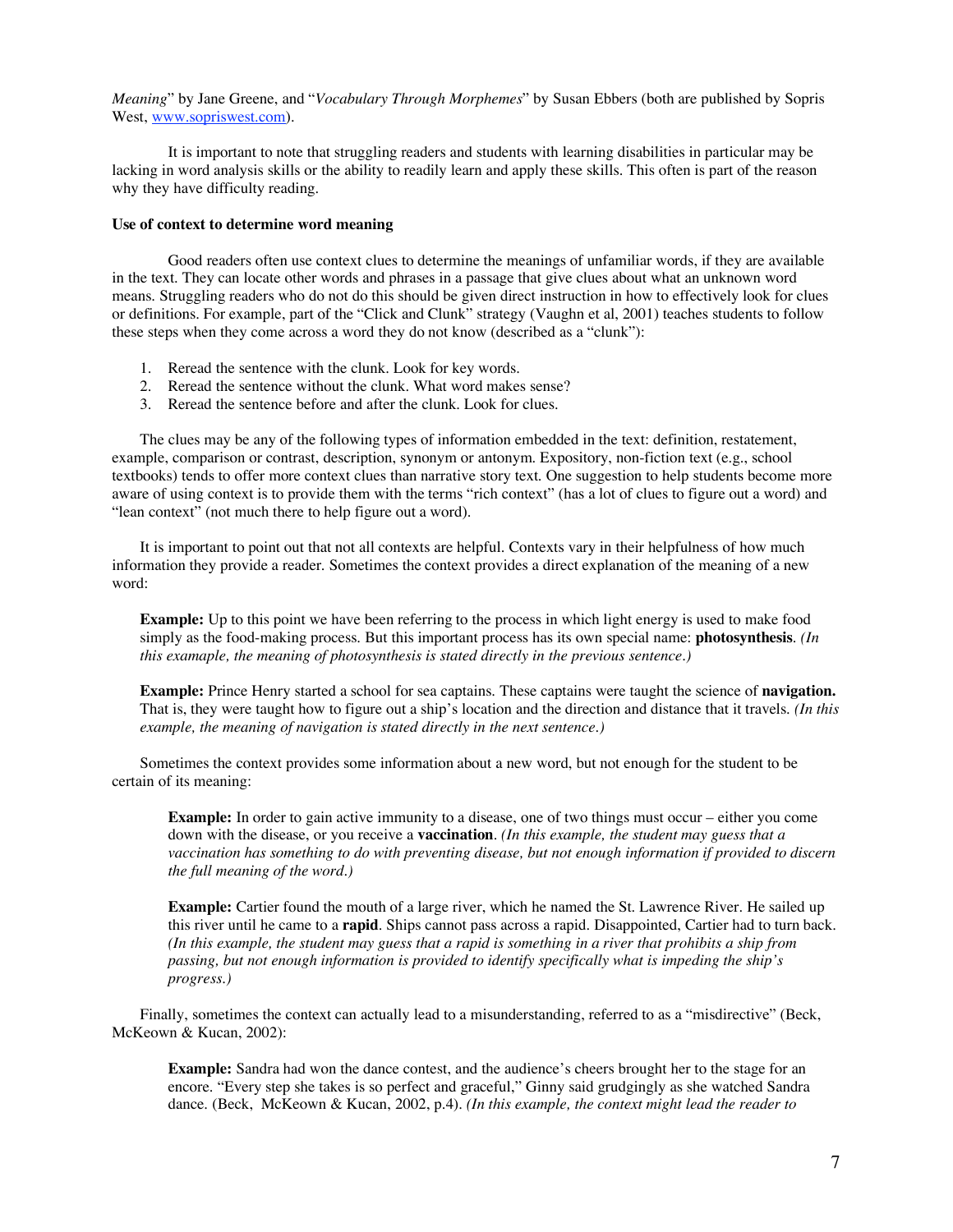*Meaning*" by Jane Greene, and "*Vocabulary Through Morphemes*" by Susan Ebbers (both are published by Sopris West, www.sopriswest.com).

It is important to note that struggling readers and students with learning disabilities in particular may be lacking in word analysis skills or the ability to readily learn and apply these skills. This often is part of the reason why they have difficulty reading.

**Use of context to determine word meaning**

Good readers often use context clues to determine the meanings of unfamiliar words, if they are available in the text. They can locate other words and phrases in a passage that give clues about what an unknown word means. Struggling readers who do not do this should be given direct instruction in how to effectively look for clues or definitions. For example, part of the "Click and Clunk" strategy (Vaughn et al, 2001) teaches students to follow these steps when they come across a word they do not know (described as a "clunk"):

1. Reread the sentence with the clunk. Look for key words.
2. Reread the sentence without the clunk. What word makes sense?
3. Reread the sentence before and after the clunk. Look for clues.

The clues may be any of the following types of information embedded in the text: definition, restatement, example, comparison or contrast, description, synonym or antonym. Expository, non-fiction text (e.g., school textbooks) tends to offer more context clues than narrative story text. One suggestion to help students become more aware of using context is to provide them with the terms "rich context" (has a lot of clues to figure out a word) and "lean context" (not much there to help figure out a word).

It is important to point out that not all contexts are helpful. Contexts vary in their helpfulness of how much information they provide a reader. Sometimes the context provides a direct explanation of the meaning of a new word:

**Example:** Up to this point we have been referring to the process in which light energy is used to make food simply as the food-making process. But this important process has its own special name: **photosynthesis**. *(In this examaple, the meaning of photosynthesis is stated directly in the previous sentence.)*

**Example:** Prince Henry started a school for sea captains. These captains were taught the science of **navigation.** That is, they were taught how to figure out a ship's location and the direction and distance that it travels. *(In this example, the meaning of navigation is stated directly in the next sentence.)*

Sometimes the context provides some information about a new word, but not enough for the student to be certain of its meaning:

**Example:** In order to gain active immunity to a disease, one of two things must occur – either you come down with the disease, or you receive a **vaccination**. *(In this example, the student may guess that a vaccination has something to do with preventing disease, but not enough information if provided to discern the full meaning of the word.)*

**Example:** Cartier found the mouth of a large river, which he named the St. Lawrence River. He sailed up this river until he came to a **rapid**. Ships cannot pass across a rapid. Disappointed, Cartier had to turn back. *(In this example, the student may guess that a rapid is something in a river that prohibits a ship from passing, but not enough information is provided to identify specifically what is impeding the ship's progress.)*

Finally, sometimes the context can actually lead to a misunderstanding, referred to as a "misdirective" (Beck, McKeown & Kucan, 2002):

**Example:** Sandra had won the dance contest, and the audience's cheers brought her to the stage for an encore. "Every step she takes is so perfect and graceful," Ginny said grudgingly as she watched Sandra dance. (Beck, McKeown & Kucan, 2002, p.4). *(In this example, the context might lead the reader to*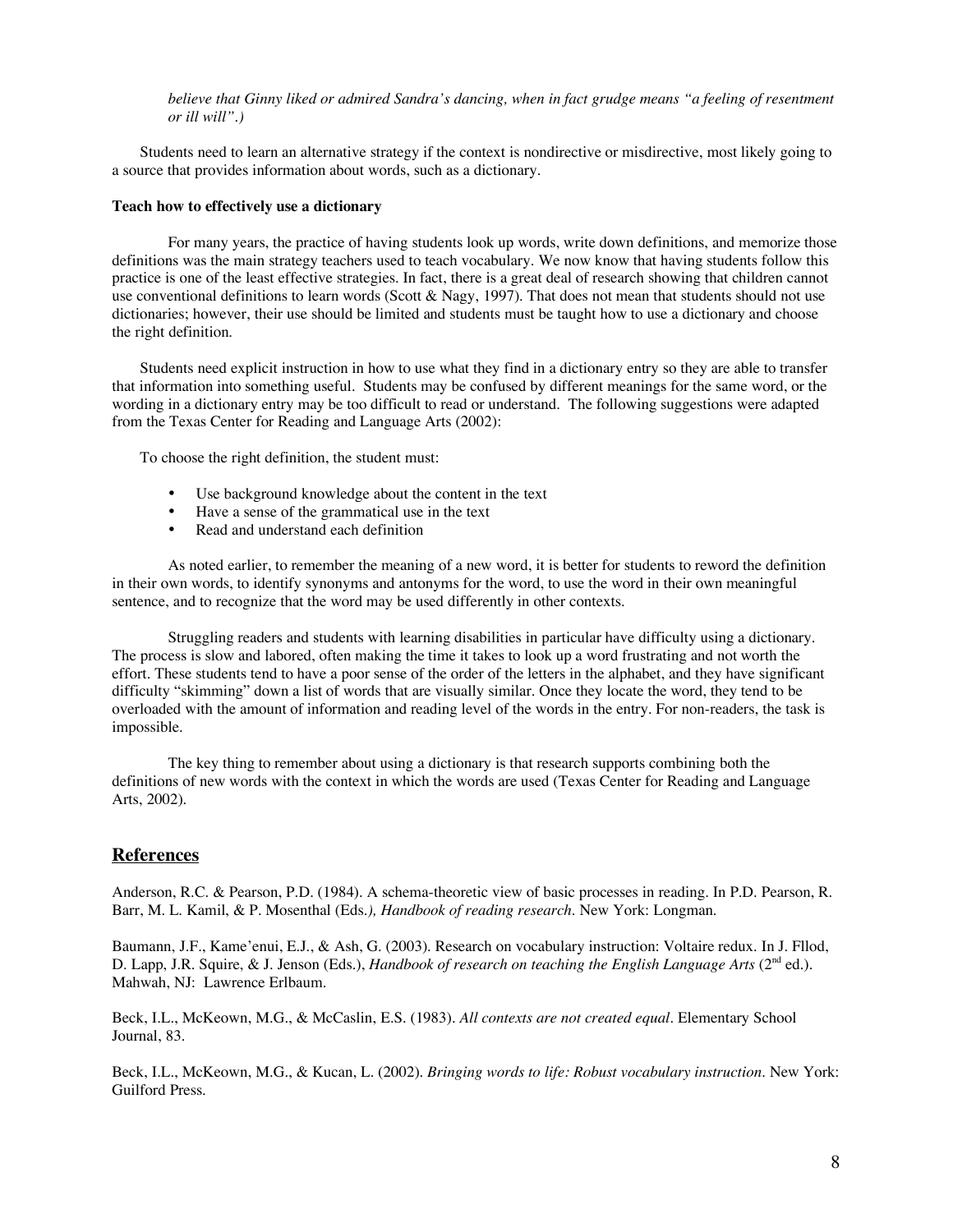*believe that Ginny liked or admired Sandra's dancing, when in fact grudge means "a feeling of resentment or ill will".)*

Students need to learn an alternative strategy if the context is nondirective or misdirective, most likely going to a source that provides information about words, such as a dictionary.

**Teach how to effectively use a dictionary**

For many years, the practice of having students look up words, write down definitions, and memorize those definitions was the main strategy teachers used to teach vocabulary. We now know that having students follow this practice is one of the least effective strategies. In fact, there is a great deal of research showing that children cannot use conventional definitions to learn words (Scott & Nagy, 1997). That does not mean that students should not use dictionaries; however, their use should be limited and students must be taught how to use a dictionary and choose the right definition.

Students need explicit instruction in how to use what they find in a dictionary entry so they are able to transfer that information into something useful. Students may be confused by different meanings for the same word, or the wording in a dictionary entry may be too difficult to read or understand. The following suggestions were adapted from the Texas Center for Reading and Language Arts (2002):

To choose the right definition, the student must:

- Use background knowledge about the content in the text
- Have a sense of the grammatical use in the text
- Read and understand each definition

As noted earlier, to remember the meaning of a new word, it is better for students to reword the definition in their own words, to identify synonyms and antonyms for the word, to use the word in their own meaningful sentence, and to recognize that the word may be used differently in other contexts.

Struggling readers and students with learning disabilities in particular have difficulty using a dictionary. The process is slow and labored, often making the time it takes to look up a word frustrating and not worth the effort. These students tend to have a poor sense of the order of the letters in the alphabet, and they have significant difficulty "skimming" down a list of words that are visually similar. Once they locate the word, they tend to be overloaded with the amount of information and reading level of the words in the entry. For non-readers, the task is impossible.

The key thing to remember about using a dictionary is that research supports combining both the definitions of new words with the context in which the words are used (Texas Center for Reading and Language Arts, 2002).

## References

Anderson, R.C. & Pearson, P.D. (1984). A schema-theoretic view of basic processes in reading. In P.D. Pearson, R. Barr, M. L. Kamil, & P. Mosenthal (Eds.*), Handbook of reading research*. New York: Longman.

Baumann, J.F., Kame'enui, E.J., & Ash, G. (2003). Research on vocabulary instruction: Voltaire redux. In J. Fllod, D. Lapp, J.R. Squire, & J. Jenson (Eds.), *Handbook of research on teaching the English Language Arts* (2nd ed.). Mahwah, NJ: Lawrence Erlbaum.

Beck, I.L., McKeown, M.G., & McCaslin, E.S. (1983). *All contexts are not created equal*. Elementary School Journal, 83.

Beck, I.L., McKeown, M.G., & Kucan, L. (2002). *Bringing words to life: Robust vocabulary instruction*. New York: Guilford Press.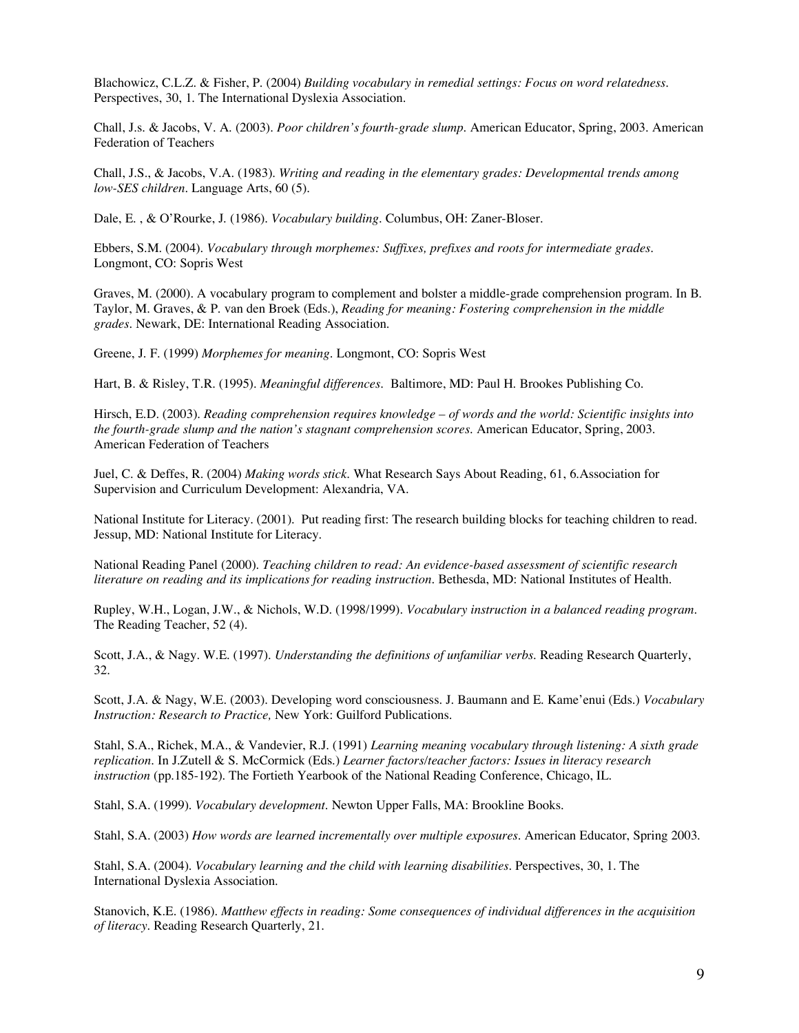Blachowicz, C.L.Z. & Fisher, P. (2004) *Building vocabulary in remedial settings: Focus on word relatedness.* Perspectives, 30, 1. The International Dyslexia Association.

Chall, J.s. & Jacobs, V. A. (2003). *Poor children's fourth-grade slump.* American Educator, Spring, 2003. American Federation of Teachers

Chall, J.S., & Jacobs, V.A. (1983). *Writing and reading in the elementary grades: Developmental trends among low-SES children.* Language Arts, 60 (5).

Dale, E. , & O'Rourke, J. (1986). *Vocabulary building.* Columbus, OH: Zaner-Bloser.

Ebbers, S.M. (2004). *Vocabulary through morphemes: Suffixes, prefixes and roots for intermediate grades.* Longmont, CO: Sopris West

Graves, M. (2000). A vocabulary program to complement and bolster a middle-grade comprehension program. In B. Taylor, M. Graves, & P. van den Broek (Eds.), *Reading for meaning: Fostering comprehension in the middle grades.* Newark, DE: International Reading Association.

Greene, J. F. (1999) *Morphemes for meaning.* Longmont, CO: Sopris West

Hart, B. & Risley, T.R. (1995). *Meaningful differences.* Baltimore, MD: Paul H. Brookes Publishing Co.

Hirsch, E.D. (2003). *Reading comprehension requires knowledge – of words and the world: Scientific insights into the fourth-grade slump and the nation's stagnant comprehension scores.* American Educator, Spring, 2003. American Federation of Teachers

Juel, C. & Deffes, R. (2004) *Making words stick.* What Research Says About Reading, 61, 6.Association for Supervision and Curriculum Development: Alexandria, VA.

National Institute for Literacy. (2001). Put reading first: The research building blocks for teaching children to read. Jessup, MD: National Institute for Literacy.

National Reading Panel (2000). *Teaching children to read: An evidence-based assessment of scientific research literature on reading and its implications for reading instruction.* Bethesda, MD: National Institutes of Health.

Rupley, W.H., Logan, J.W., & Nichols, W.D. (1998/1999). *Vocabulary instruction in a balanced reading program.* The Reading Teacher, 52 (4).

Scott, J.A., & Nagy. W.E. (1997). *Understanding the definitions of unfamiliar verbs.* Reading Research Quarterly, 32.

Scott, J.A. & Nagy, W.E. (2003). Developing word consciousness. J. Baumann and E. Kame'enui (Eds.) *Vocabulary Instruction: Research to Practice,* New York: Guilford Publications.

Stahl, S.A., Richek, M.A., & Vandevier, R.J. (1991) *Learning meaning vocabulary through listening: A sixth grade replication.* In J.Zutell & S. McCormick (Eds.) *Learner factors/teacher factors: Issues in literacy research instruction* (pp.185-192). The Fortieth Yearbook of the National Reading Conference, Chicago, IL.

Stahl, S.A. (1999). *Vocabulary development.* Newton Upper Falls, MA: Brookline Books.

Stahl, S.A. (2003) *How words are learned incrementally over multiple exposures.* American Educator, Spring 2003.

Stahl, S.A. (2004). *Vocabulary learning and the child with learning disabilities.* Perspectives, 30, 1. The International Dyslexia Association.

Stanovich, K.E. (1986). *Matthew effects in reading: Some consequences of individual differences in the acquisition of literacy.* Reading Research Quarterly, 21.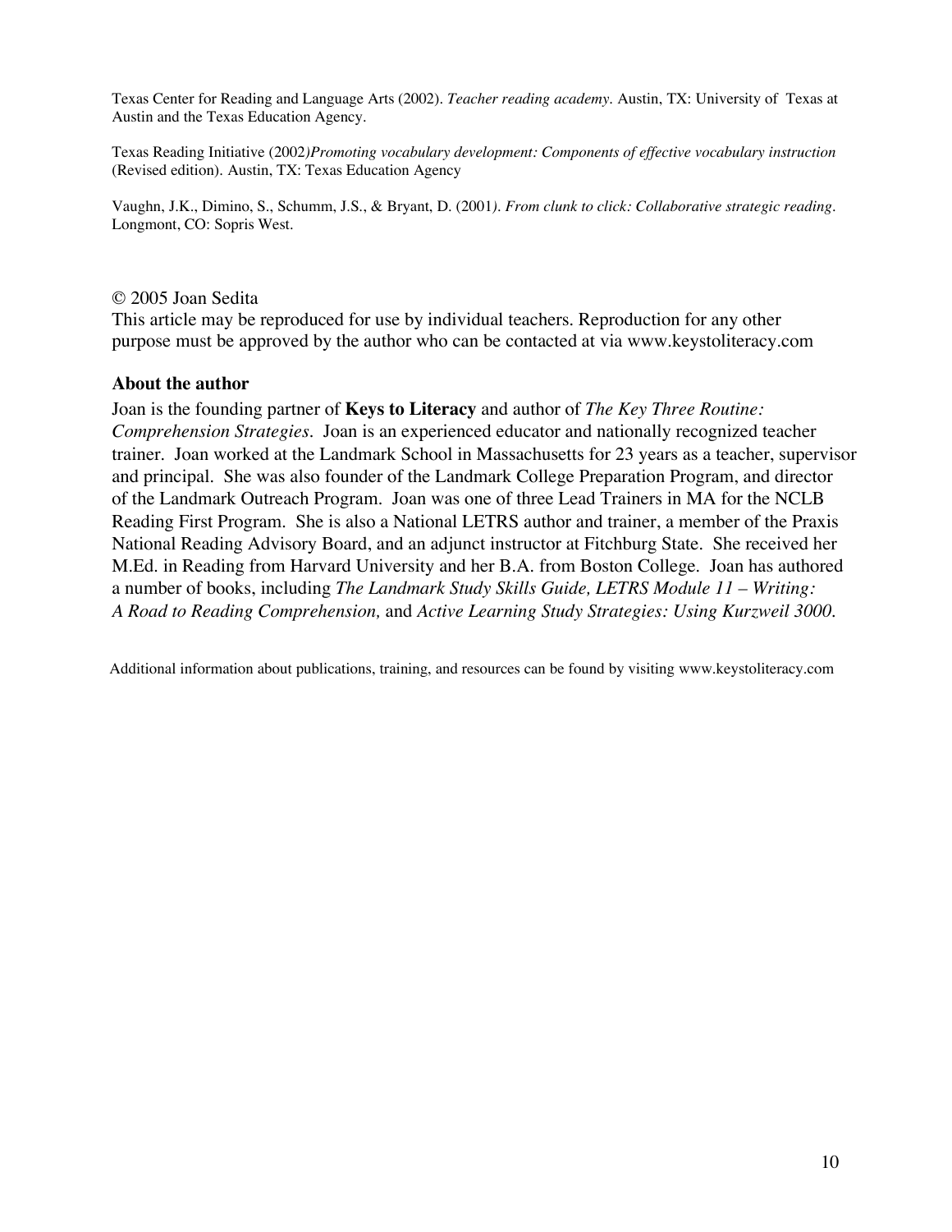Texas Center for Reading and Language Arts (2002). *Teacher reading academy.* Austin, TX: University of Texas at Austin and the Texas Education Agency.

Texas Reading Initiative (2002*)Promoting vocabulary development: Components of effective vocabulary instruction* (Revised edition). Austin, TX: Texas Education Agency

Vaughn, J.K., Dimino, S., Schumm, J.S., & Bryant, D. (2001*). From clunk to click: Collaborative strategic reading.* Longmont, CO: Sopris West.

© 2005 Joan Sedita
This article may be reproduced for use by individual teachers. Reproduction for any other purpose must be approved by the author who can be contacted at via www.keystoliteracy.com

**About the author**

Joan is the founding partner of **Keys to Literacy** and author of *The Key Three Routine: Comprehension Strategies.* Joan is an experienced educator and nationally recognized teacher trainer. Joan worked at the Landmark School in Massachusetts for 23 years as a teacher, supervisor and principal. She was also founder of the Landmark College Preparation Program, and director of the Landmark Outreach Program. Joan was one of three Lead Trainers in MA for the NCLB Reading First Program. She is also a National LETRS author and trainer, a member of the Praxis National Reading Advisory Board, and an adjunct instructor at Fitchburg State. She received her M.Ed. in Reading from Harvard University and her B.A. from Boston College. Joan has authored a number of books, including *The Landmark Study Skills Guide, LETRS Module 11 – Writing: A Road to Reading Comprehension,* and *Active Learning Study Strategies: Using Kurzweil 3000.*

Additional information about publications, training, and resources can be found by visiting www.keystoliteracy.com